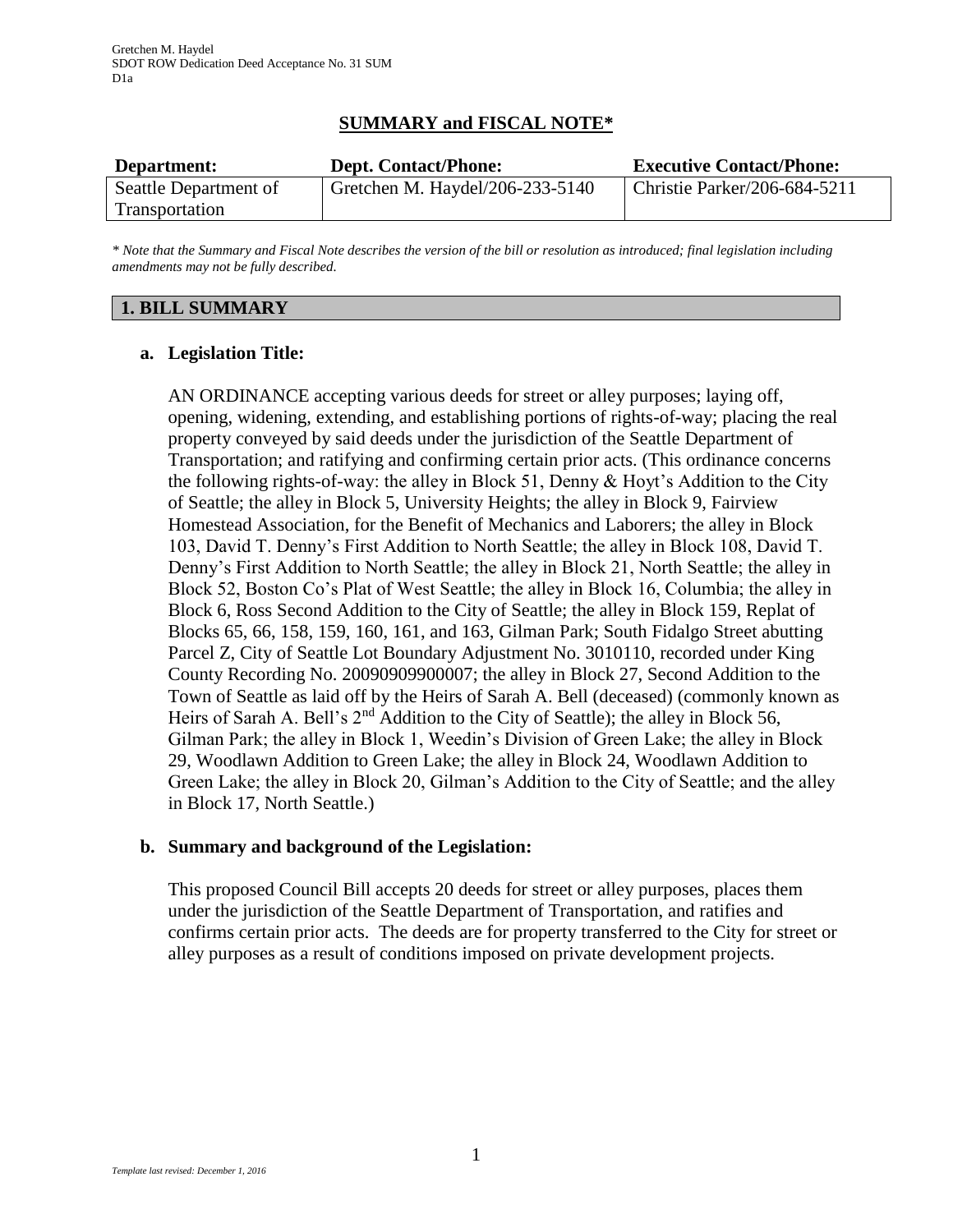## SUMMARY and FISCAL NOTE*

| Department: | Dept. Contact/Phone: | Executive Contact/Phone: |
|---|---|---|
| Seattle Department of Transportation | Gretchen M. Haydel/206-233-5140 | Christie Parker/206-684-5211 |

*\* Note that the Summary and Fiscal Note describes the version of the bill or resolution as introduced; final legislation including amendments may not be fully described.*

### 1. BILL SUMMARY

**a. Legislation Title:**

AN ORDINANCE accepting various deeds for street or alley purposes; laying off, opening, widening, extending, and establishing portions of rights-of-way; placing the real property conveyed by said deeds under the jurisdiction of the Seattle Department of Transportation; and ratifying and confirming certain prior acts. (This ordinance concerns the following rights-of-way: the alley in Block 51, Denny & Hoyt's Addition to the City of Seattle; the alley in Block 5, University Heights; the alley in Block 9, Fairview Homestead Association, for the Benefit of Mechanics and Laborers; the alley in Block 103, David T. Denny's First Addition to North Seattle; the alley in Block 108, David T. Denny's First Addition to North Seattle; the alley in Block 21, North Seattle; the alley in Block 52, Boston Co's Plat of West Seattle; the alley in Block 16, Columbia; the alley in Block 6, Ross Second Addition to the City of Seattle; the alley in Block 159, Replat of Blocks 65, 66, 158, 159, 160, 161, and 163, Gilman Park; South Fidalgo Street abutting Parcel Z, City of Seattle Lot Boundary Adjustment No. 3010110, recorded under King County Recording No. 20090909900007; the alley in Block 27, Second Addition to the Town of Seattle as laid off by the Heirs of Sarah A. Bell (deceased) (commonly known as Heirs of Sarah A. Bell's 2nd Addition to the City of Seattle); the alley in Block 56, Gilman Park; the alley in Block 1, Weedin's Division of Green Lake; the alley in Block 29, Woodlawn Addition to Green Lake; the alley in Block 24, Woodlawn Addition to Green Lake; the alley in Block 20, Gilman's Addition to the City of Seattle; and the alley in Block 17, North Seattle.)

**b. Summary and background of the Legislation:**

This proposed Council Bill accepts 20 deeds for street or alley purposes, places them under the jurisdiction of the Seattle Department of Transportation, and ratifies and confirms certain prior acts. The deeds are for property transferred to the City for street or alley purposes as a result of conditions imposed on private development projects.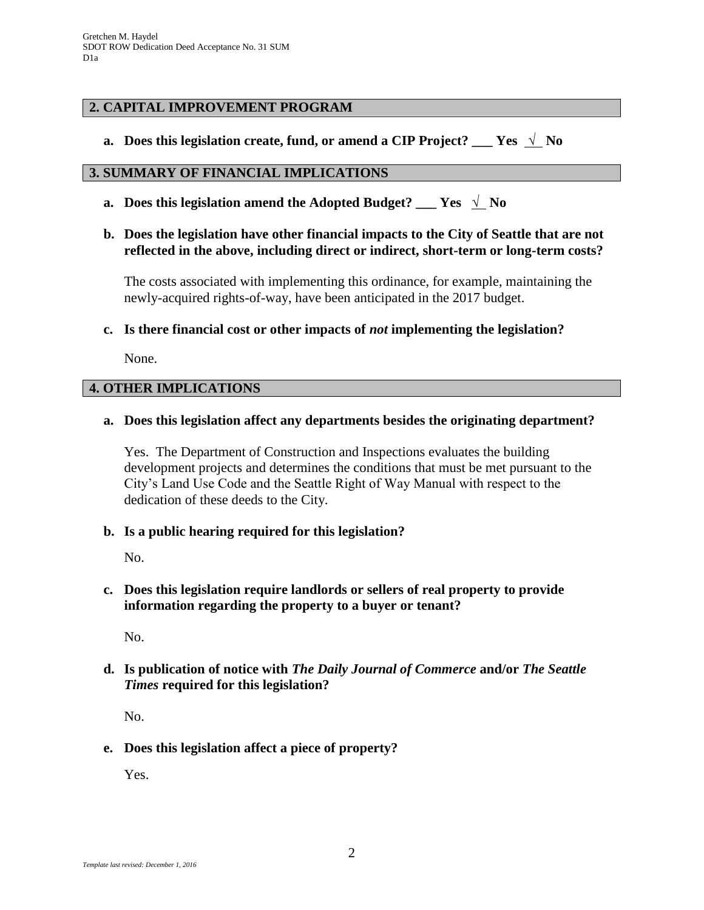## 2. CAPITAL IMPROVEMENT PROGRAM

**a. Does this legislation create, fund, or amend a CIP Project? ___ Yes _√_ No**

## 3. SUMMARY OF FINANCIAL IMPLICATIONS

**a. Does this legislation amend the Adopted Budget? ___ Yes _√_ No**

**b. Does the legislation have other financial impacts to the City of Seattle that are not reflected in the above, including direct or indirect, short-term or long-term costs?**

The costs associated with implementing this ordinance, for example, maintaining the newly-acquired rights-of-way, have been anticipated in the 2017 budget.

**c. Is there financial cost or other impacts of *not* implementing the legislation?**

None.

## 4. OTHER IMPLICATIONS

**a. Does this legislation affect any departments besides the originating department?**

Yes. The Department of Construction and Inspections evaluates the building development projects and determines the conditions that must be met pursuant to the City's Land Use Code and the Seattle Right of Way Manual with respect to the dedication of these deeds to the City.

**b. Is a public hearing required for this legislation?**

No.

**c. Does this legislation require landlords or sellers of real property to provide information regarding the property to a buyer or tenant?**

No.

**d. Is publication of notice with *The Daily Journal of Commerce* and/or *The Seattle Times* required for this legislation?**

No.

**e. Does this legislation affect a piece of property?**

Yes.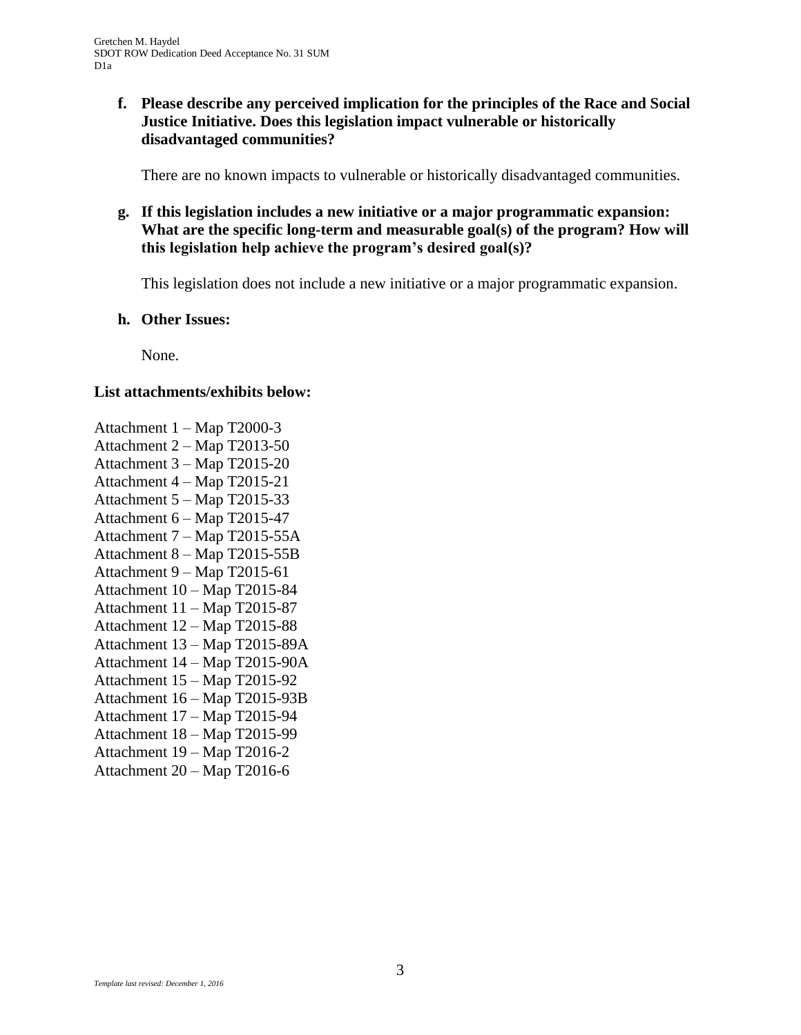**f. Please describe any perceived implication for the principles of the Race and Social Justice Initiative. Does this legislation impact vulnerable or historically disadvantaged communities?**

There are no known impacts to vulnerable or historically disadvantaged communities.

**g. If this legislation includes a new initiative or a major programmatic expansion: What are the specific long-term and measurable goal(s) of the program? How will this legislation help achieve the program's desired goal(s)?**

This legislation does not include a new initiative or a major programmatic expansion.

**h. Other Issues:**

None.

**List attachments/exhibits below:**

Attachment 1 – Map T2000-3
Attachment 2 – Map T2013-50
Attachment 3 – Map T2015-20
Attachment 4 – Map T2015-21
Attachment 5 – Map T2015-33
Attachment 6 – Map T2015-47
Attachment 7 – Map T2015-55A
Attachment 8 – Map T2015-55B
Attachment 9 – Map T2015-61
Attachment 10 – Map T2015-84
Attachment 11 – Map T2015-87
Attachment 12 – Map T2015-88
Attachment 13 – Map T2015-89A
Attachment 14 – Map T2015-90A
Attachment 15 – Map T2015-92
Attachment 16 – Map T2015-93B
Attachment 17 – Map T2015-94
Attachment 18 – Map T2015-99
Attachment 19 – Map T2016-2
Attachment 20 – Map T2016-6